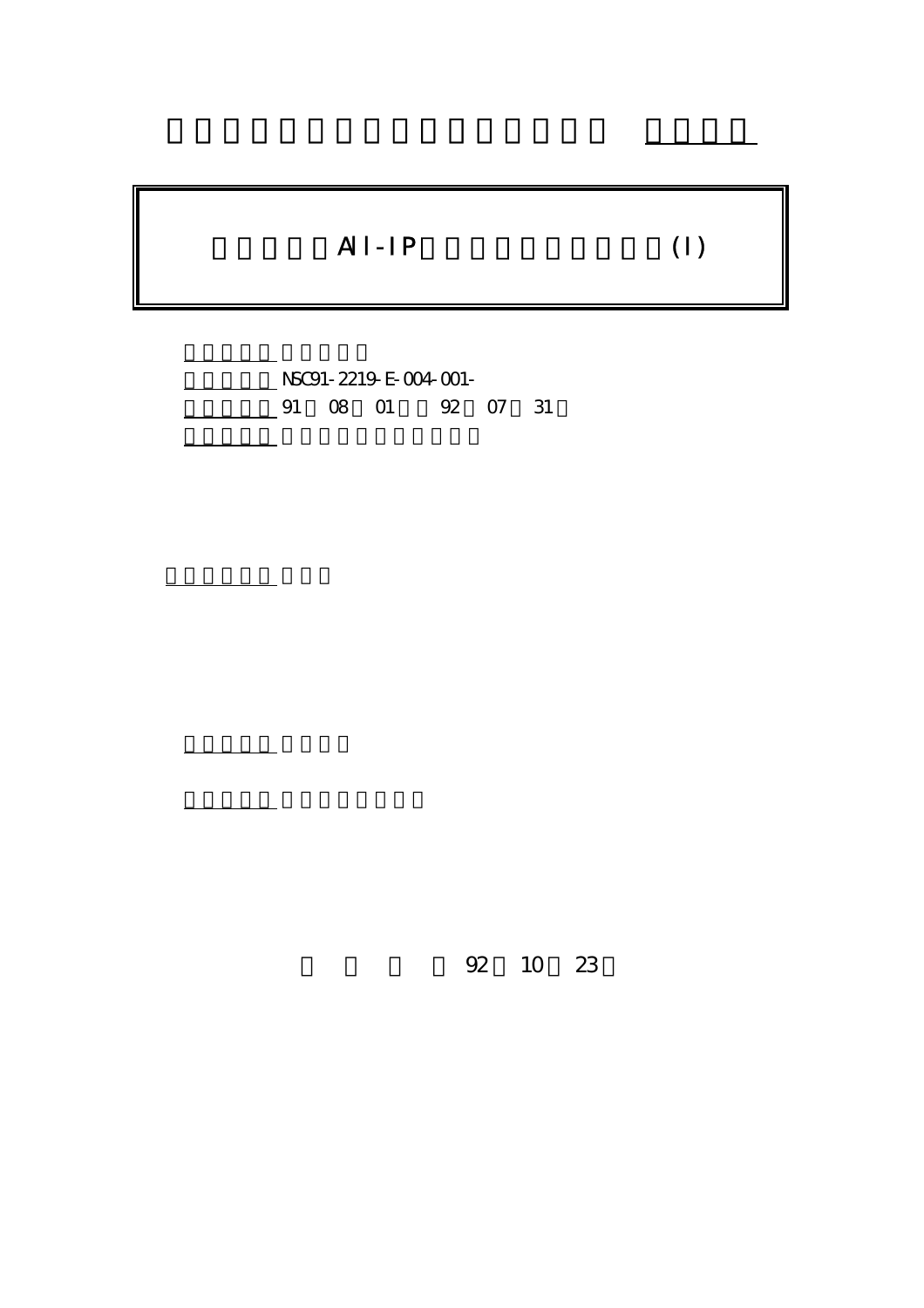All-IP (I)

NSC91-2219-E-004-001-

91 08 01 92 07 31

92 10 23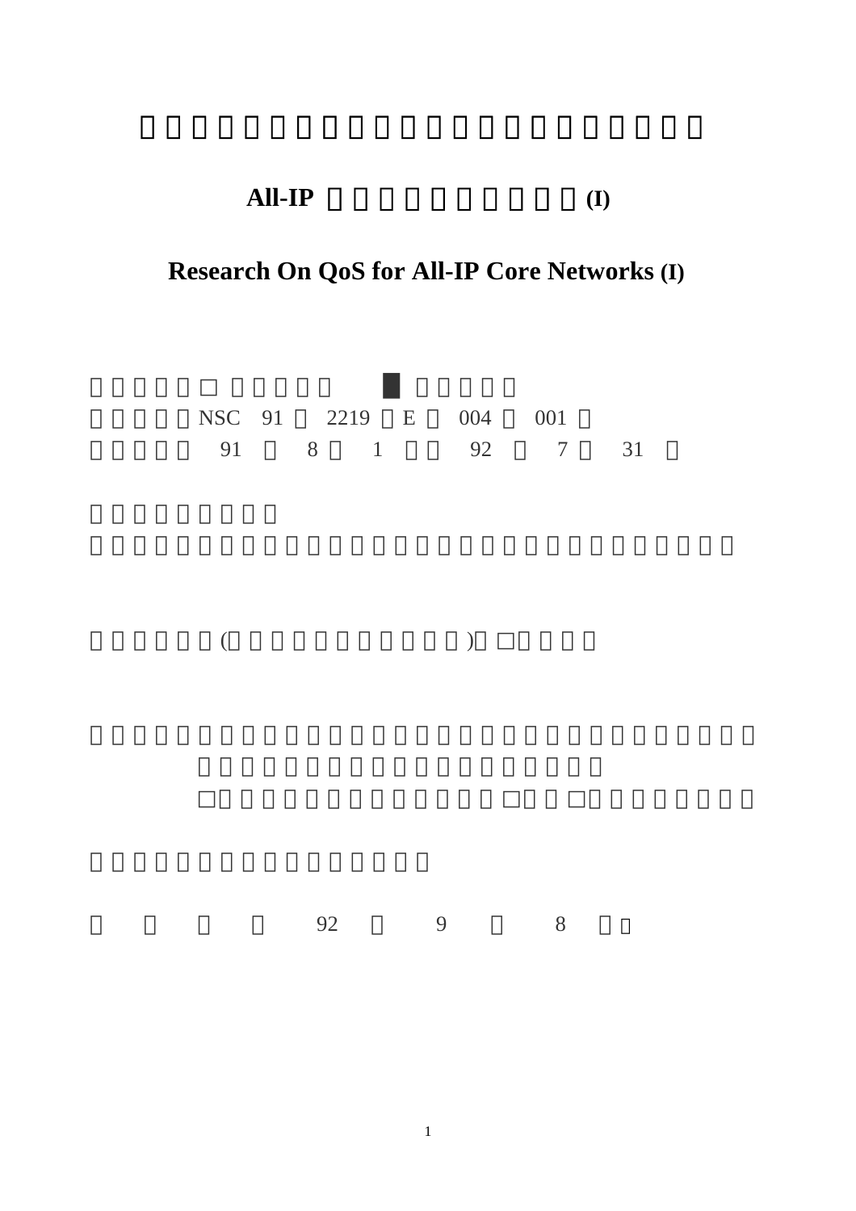# □□□□□□□□□□□□□□□□□□□□□□□□□

## All-IP □□□□□□□□□□□□(I)

## Research On QoS for All-IP Core Networks (I)

□□□□□□□ □□□□□ ■ □□□□□

□□□□□NSC 91 □ 2219 □E □ 004 □ 001 □

□□□□□ 91 □ 8 □ 1 □□ 92 □ 7 □ 31 □

□□□□□□□□□

□□□□□□□□□□□□□□□□□□□□□□□□□□□□□□□

□□□□□□(□□□□□□□□□□□□□)□ □□□□□

□□□□□□□□□□□□□□□□□□□□□□□□□□□□□□□□□

□□□□□□□□□□□□□□□□□□□□□□□□□

□□□□□□□□□□□□□□□□□ □□□ □□□□□□□□□□

□□□□□□□□□□□□□□□□□

□ □ □ □ 92 □ 9 □ 8 □□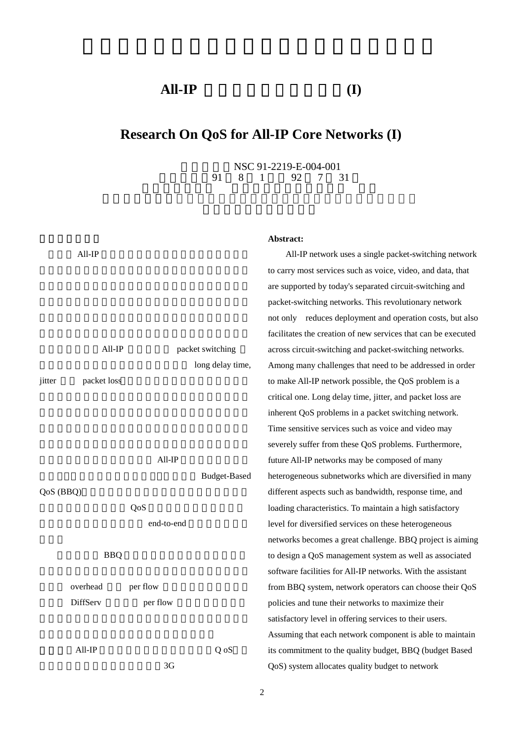## All-IP (I)

# Research On QoS for All-IP Core Networks (I)

NSC 91-2219-E-004-001

91 8 1 92 7 31

All-IP packet switching long delay time, jitter packet loss All-IP Budget-Based QoS (BBQ) QoS end-to-end

BBQ overhead per flow DiffServ per flow

All-IP Q oS 3G

**Abstract:**

All-IP network uses a single packet-switching network to carry most services such as voice, video, and data, that are supported by today's separated circuit-switching and packet-switching networks. This revolutionary network not only reduces deployment and operation costs, but also facilitates the creation of new services that can be executed across circuit-switching and packet-switching networks. Among many challenges that need to be addressed in order to make All-IP network possible, the QoS problem is a critical one. Long delay time, jitter, and packet loss are inherent QoS problems in a packet switching network. Time sensitive services such as voice and video may severely suffer from these QoS problems. Furthermore, future All-IP networks may be composed of many heterogeneous subnetworks which are diversified in many different aspects such as bandwidth, response time, and loading characteristics. To maintain a high satisfactory level for diversified services on these heterogeneous networks becomes a great challenge. BBQ project is aiming to design a QoS management system as well as associated software facilities for All-IP networks. With the assistant from BBQ system, network operators can choose their QoS policies and tune their networks to maximize their satisfactory level in offering services to their users. Assuming that each network component is able to maintain its commitment to the quality budget, BBQ (budget Based QoS) system allocates quality budget to network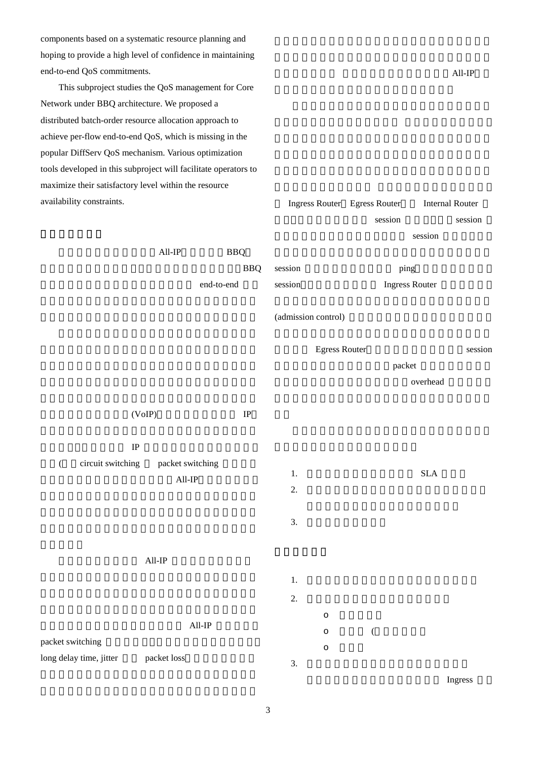components based on a systematic resource planning and hoping to provide a high level of confidence in maintaining end-to-end QoS commitments.

This subproject studies the QoS management for Core Network under BBQ architecture. We proposed a distributed batch-order resource allocation approach to achieve per-flow end-to-end QoS, which is missing in the popular DiffServ QoS mechanism. Various optimization tools developed in this subproject will facilitate operators to maximize their satisfactory level within the resource availability constraints.

All-IP BBQ BBQ end-to-end

(VoIP) IP

IP

( circuit switching packet switching All-IP

All-IP

All-IP packet switching

long delay time, jitter packet loss

All-IP

Ingress Router Egress Router Internal Router

session session

session

session ping

session Ingress Router

(admission control)

Egress Router session

packet

overhead

1. SLA
2.
3.

1.
2.
   - o
   - o (
   - o
3. Ingress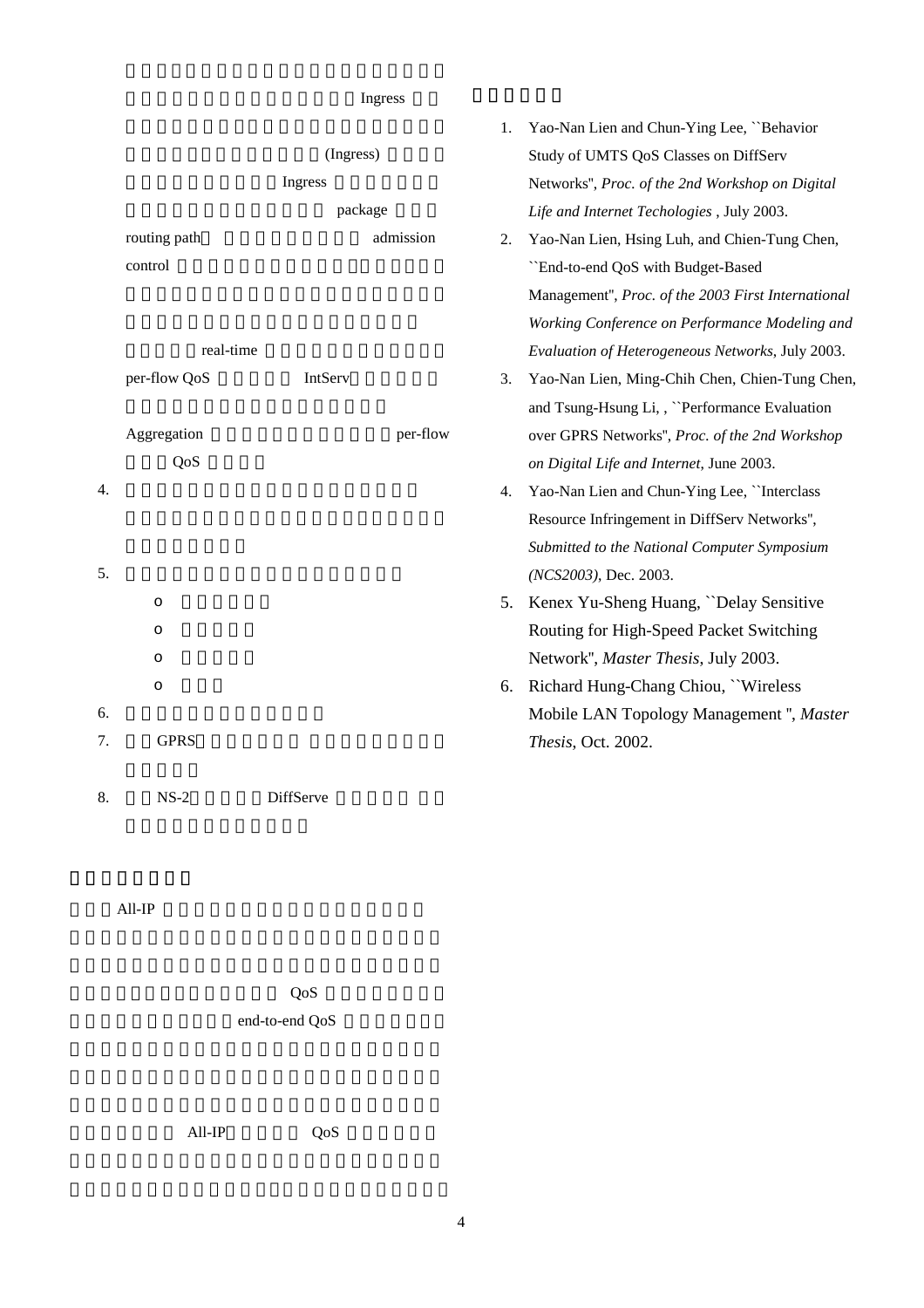Ingress

(Ingress)

Ingress

package

routing path admission control

real-time

per-flow QoS IntServ

Aggregation per-flow QoS

4.

5.
   - 
   - 
   - 
   - 

6.

7. GPRS

8. NS-2 DiffServe

All-IP

QoS

end-to-end QoS

All-IP QoS

1. Yao-Nan Lien and Chun-Ying Lee, ``Behavior Study of UMTS QoS Classes on DiffServ Networks'', *Proc. of the 2nd Workshop on Digital Life and Internet Techologies* , July 2003.
2. Yao-Nan Lien, Hsing Luh, and Chien-Tung Chen, ``End-to-end QoS with Budget-Based Management'', *Proc. of the 2003 First International Working Conference on Performance Modeling and Evaluation of Heterogeneous Networks*, July 2003.
3. Yao-Nan Lien, Ming-Chih Chen, Chien-Tung Chen, and Tsung-Hsung Li, , ``Performance Evaluation over GPRS Networks'', *Proc. of the 2nd Workshop on Digital Life and Internet*, June 2003.
4. Yao-Nan Lien and Chun-Ying Lee, ``Interclass Resource Infringement in DiffServ Networks'', *Submitted to the National Computer Symposium (NCS2003)*, Dec. 2003.
5. Kenex Yu-Sheng Huang, ``Delay Sensitive Routing for High-Speed Packet Switching Network'', *Master Thesis*, July 2003.
6. Richard Hung-Chang Chiou, ``Wireless Mobile LAN Topology Management '', *Master Thesis*, Oct. 2002.